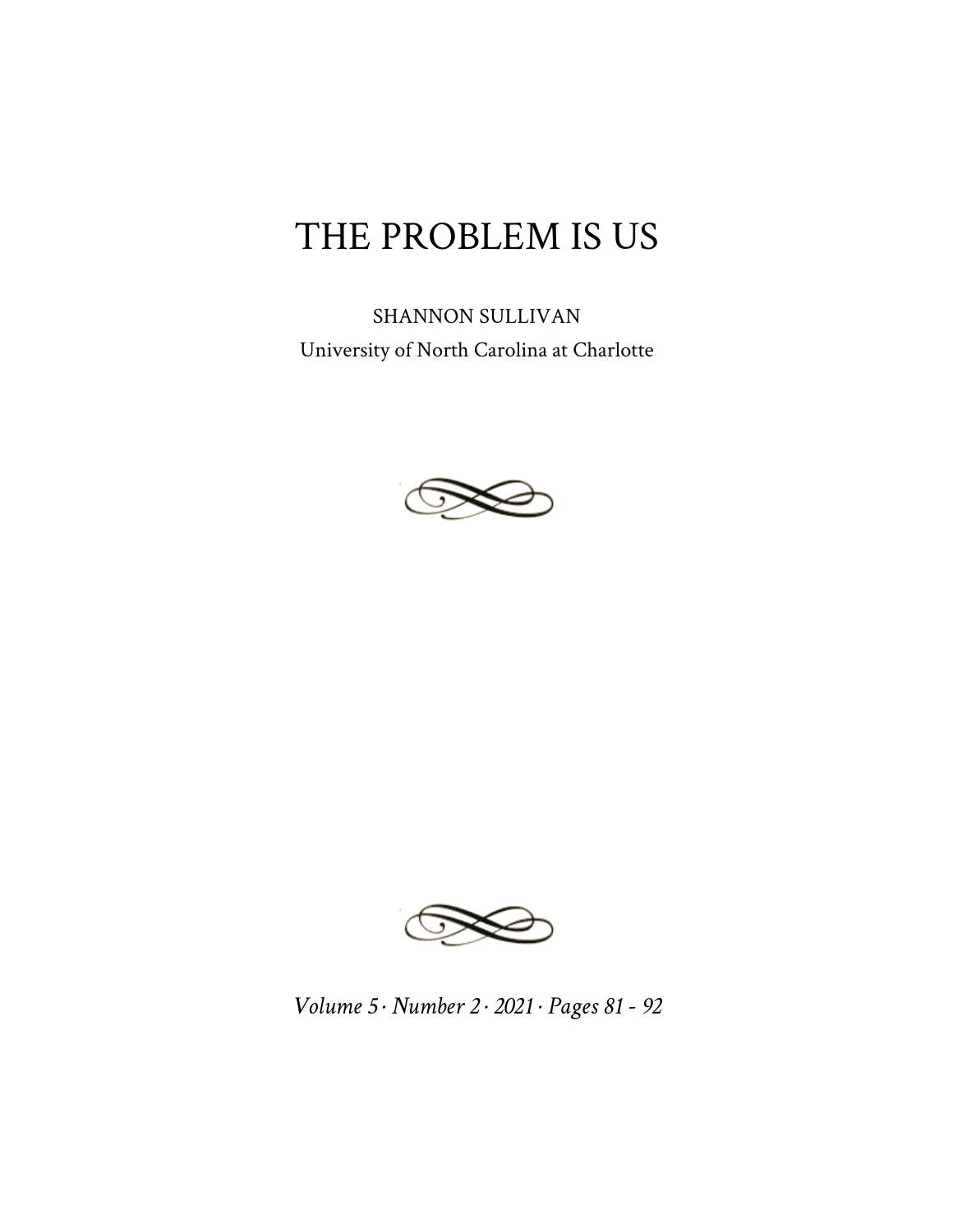# THE PROBLEM IS US

SHANNON SULLIVAN

University of North Carolina at Charlotte

*Volume 5 · Number 2 · 2021 · Pages 81 - 92*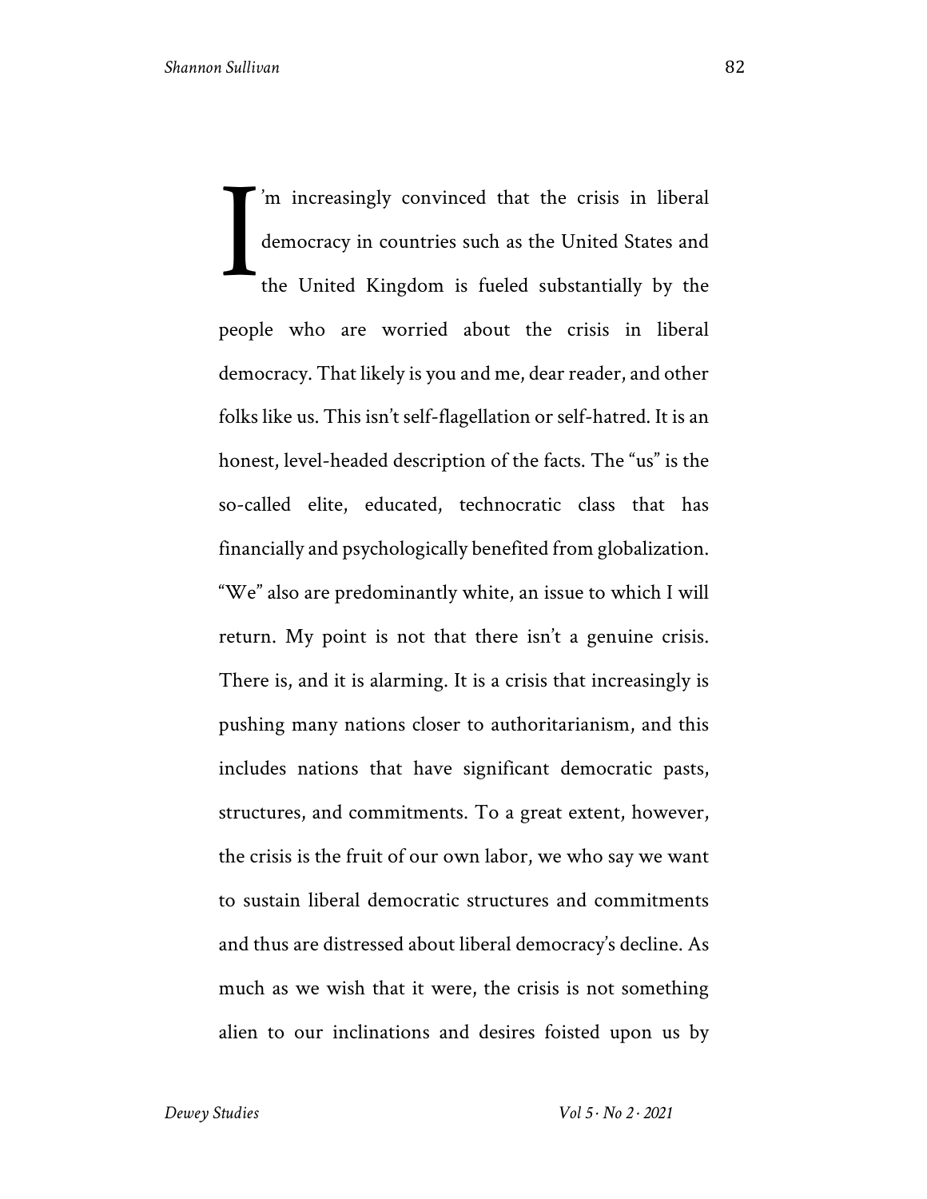I'm increasingly convinced that the crisis in liberal democracy in countries such as the United States and the United Kingdom is fueled substantially by the people who are worried about the crisis in liberal democracy. That likely is you and me, dear reader, and other folks like us. This isn't self-flagellation or self-hatred. It is an honest, level-headed description of the facts. The "us" is the so-called elite, educated, technocratic class that has financially and psychologically benefited from globalization. "We" also are predominantly white, an issue to which I will return. My point is not that there isn't a genuine crisis. There is, and it is alarming. It is a crisis that increasingly is pushing many nations closer to authoritarianism, and this includes nations that have significant democratic pasts, structures, and commitments. To a great extent, however, the crisis is the fruit of our own labor, we who say we want to sustain liberal democratic structures and commitments and thus are distressed about liberal democracy's decline. As much as we wish that it were, the crisis is not something alien to our inclinations and desires foisted upon us by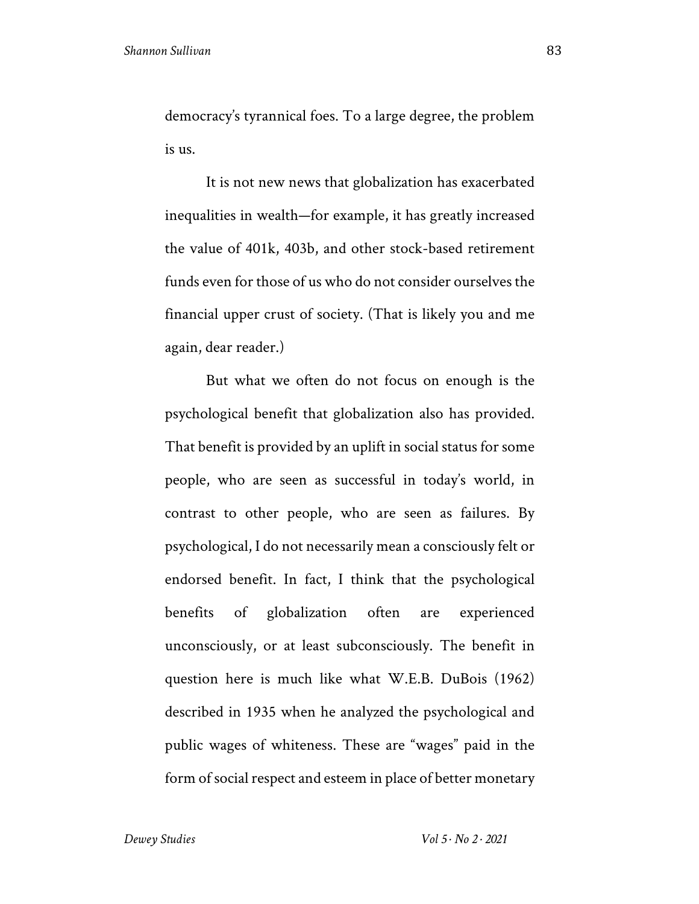democracy's tyrannical foes. To a large degree, the problem is us.

It is not new news that globalization has exacerbated inequalities in wealth—for example, it has greatly increased the value of 401k, 403b, and other stock-based retirement funds even for those of us who do not consider ourselves the financial upper crust of society. (That is likely you and me again, dear reader.)

But what we often do not focus on enough is the psychological benefit that globalization also has provided. That benefit is provided by an uplift in social status for some people, who are seen as successful in today's world, in contrast to other people, who are seen as failures. By psychological, I do not necessarily mean a consciously felt or endorsed benefit. In fact, I think that the psychological benefits of globalization often are experienced unconsciously, or at least subconsciously. The benefit in question here is much like what W.E.B. DuBois (1962) described in 1935 when he analyzed the psychological and public wages of whiteness. These are "wages" paid in the form of social respect and esteem in place of better monetary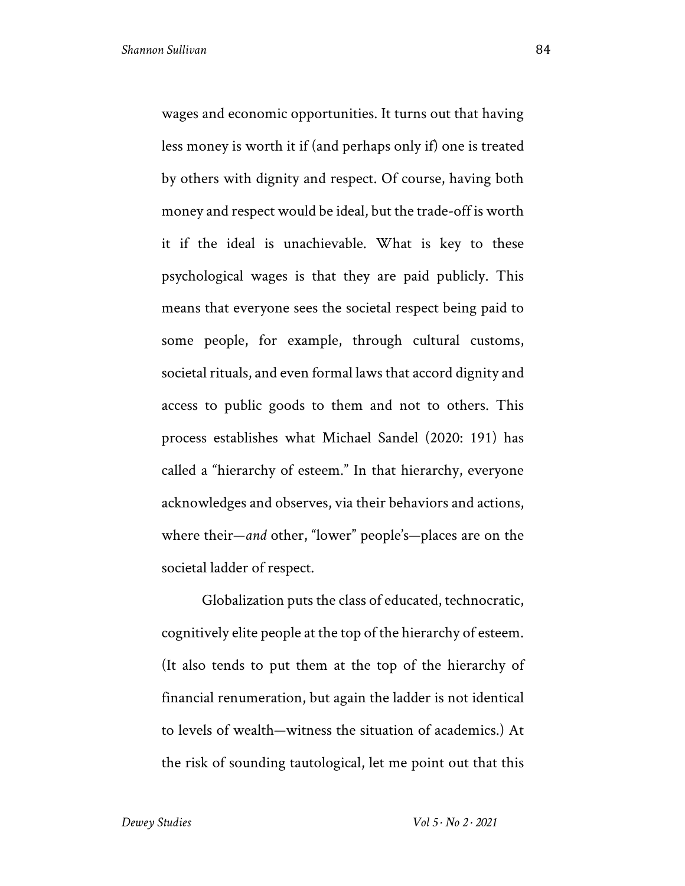wages and economic opportunities. It turns out that having less money is worth it if (and perhaps only if) one is treated by others with dignity and respect. Of course, having both money and respect would be ideal, but the trade-off is worth it if the ideal is unachievable. What is key to these psychological wages is that they are paid publicly. This means that everyone sees the societal respect being paid to some people, for example, through cultural customs, societal rituals, and even formal laws that accord dignity and access to public goods to them and not to others. This process establishes what Michael Sandel (2020: 191) has called a "hierarchy of esteem." In that hierarchy, everyone acknowledges and observes, via their behaviors and actions, where their—*and* other, "lower" people's—places are on the societal ladder of respect.

Globalization puts the class of educated, technocratic, cognitively elite people at the top of the hierarchy of esteem. (It also tends to put them at the top of the hierarchy of financial renumeration, but again the ladder is not identical to levels of wealth—witness the situation of academics.) At the risk of sounding tautological, let me point out that this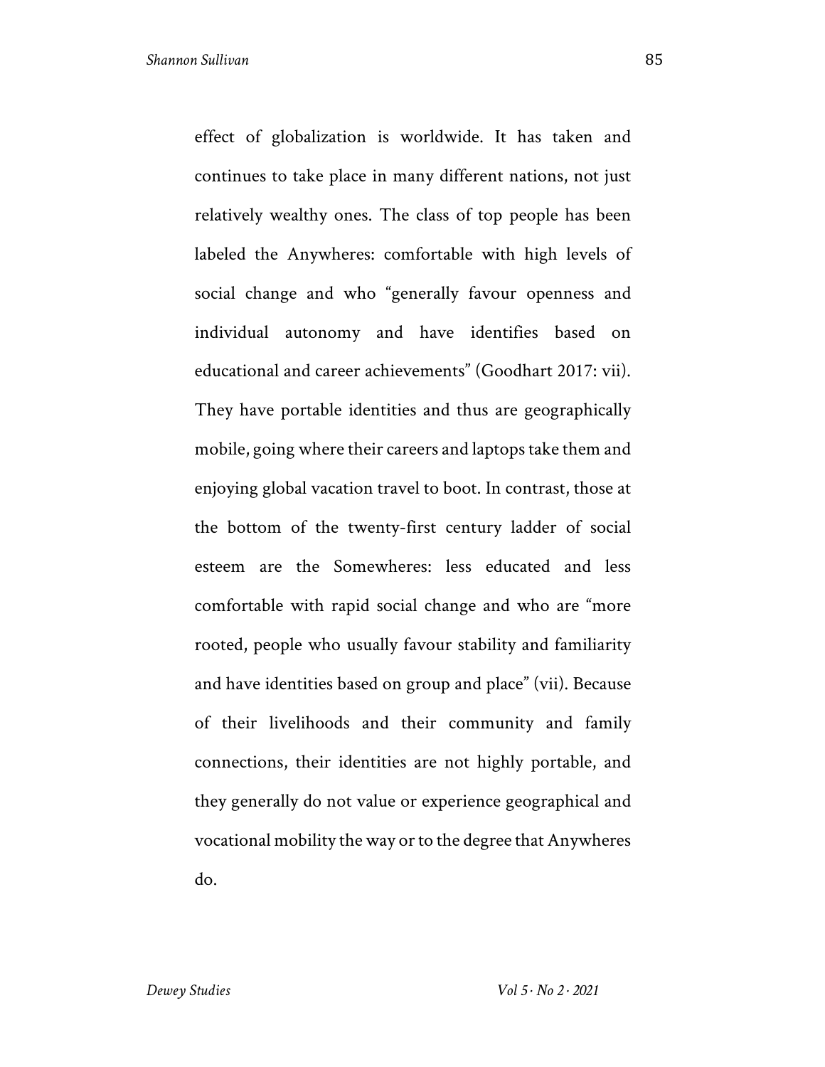effect of globalization is worldwide. It has taken and continues to take place in many different nations, not just relatively wealthy ones. The class of top people has been labeled the Anywheres: comfortable with high levels of social change and who "generally favour openness and individual autonomy and have identifies based on educational and career achievements" (Goodhart 2017: vii). They have portable identities and thus are geographically mobile, going where their careers and laptops take them and enjoying global vacation travel to boot. In contrast, those at the bottom of the twenty-first century ladder of social esteem are the Somewheres: less educated and less comfortable with rapid social change and who are "more rooted, people who usually favour stability and familiarity and have identities based on group and place" (vii). Because of their livelihoods and their community and family connections, their identities are not highly portable, and they generally do not value or experience geographical and vocational mobility the way or to the degree that Anywheres do.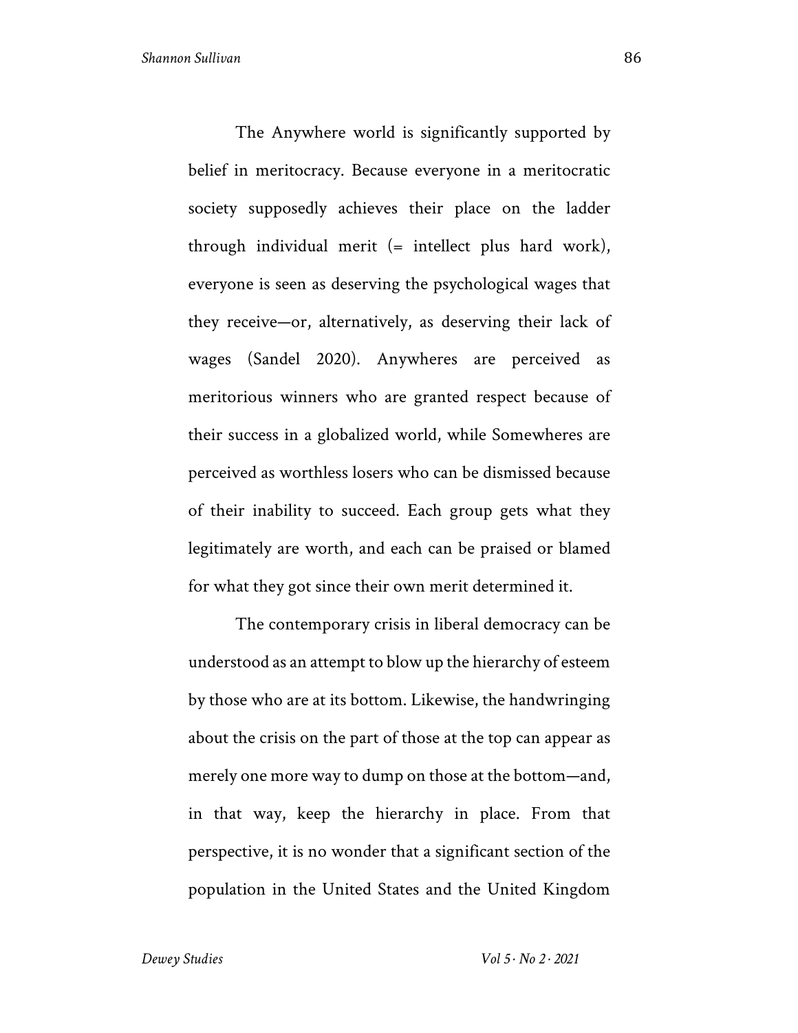The Anywhere world is significantly supported by belief in meritocracy. Because everyone in a meritocratic society supposedly achieves their place on the ladder through individual merit (= intellect plus hard work), everyone is seen as deserving the psychological wages that they receive—or, alternatively, as deserving their lack of wages (Sandel 2020). Anywheres are perceived as meritorious winners who are granted respect because of their success in a globalized world, while Somewheres are perceived as worthless losers who can be dismissed because of their inability to succeed. Each group gets what they legitimately are worth, and each can be praised or blamed for what they got since their own merit determined it.

The contemporary crisis in liberal democracy can be understood as an attempt to blow up the hierarchy of esteem by those who are at its bottom. Likewise, the handwringing about the crisis on the part of those at the top can appear as merely one more way to dump on those at the bottom—and, in that way, keep the hierarchy in place. From that perspective, it is no wonder that a significant section of the population in the United States and the United Kingdom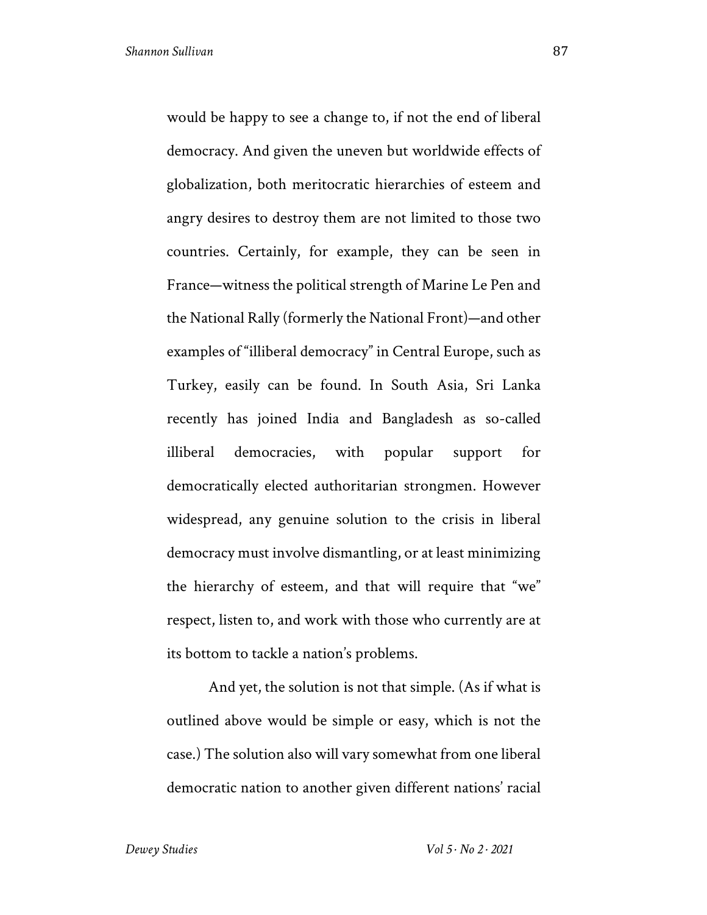would be happy to see a change to, if not the end of liberal democracy. And given the uneven but worldwide effects of globalization, both meritocratic hierarchies of esteem and angry desires to destroy them are not limited to those two countries. Certainly, for example, they can be seen in France—witness the political strength of Marine Le Pen and the National Rally (formerly the National Front)—and other examples of "illiberal democracy" in Central Europe, such as Turkey, easily can be found. In South Asia, Sri Lanka recently has joined India and Bangladesh as so-called illiberal democracies, with popular support for democratically elected authoritarian strongmen. However widespread, any genuine solution to the crisis in liberal democracy must involve dismantling, or at least minimizing the hierarchy of esteem, and that will require that "we" respect, listen to, and work with those who currently are at its bottom to tackle a nation's problems.

And yet, the solution is not that simple. (As if what is outlined above would be simple or easy, which is not the case.) The solution also will vary somewhat from one liberal democratic nation to another given different nations' racial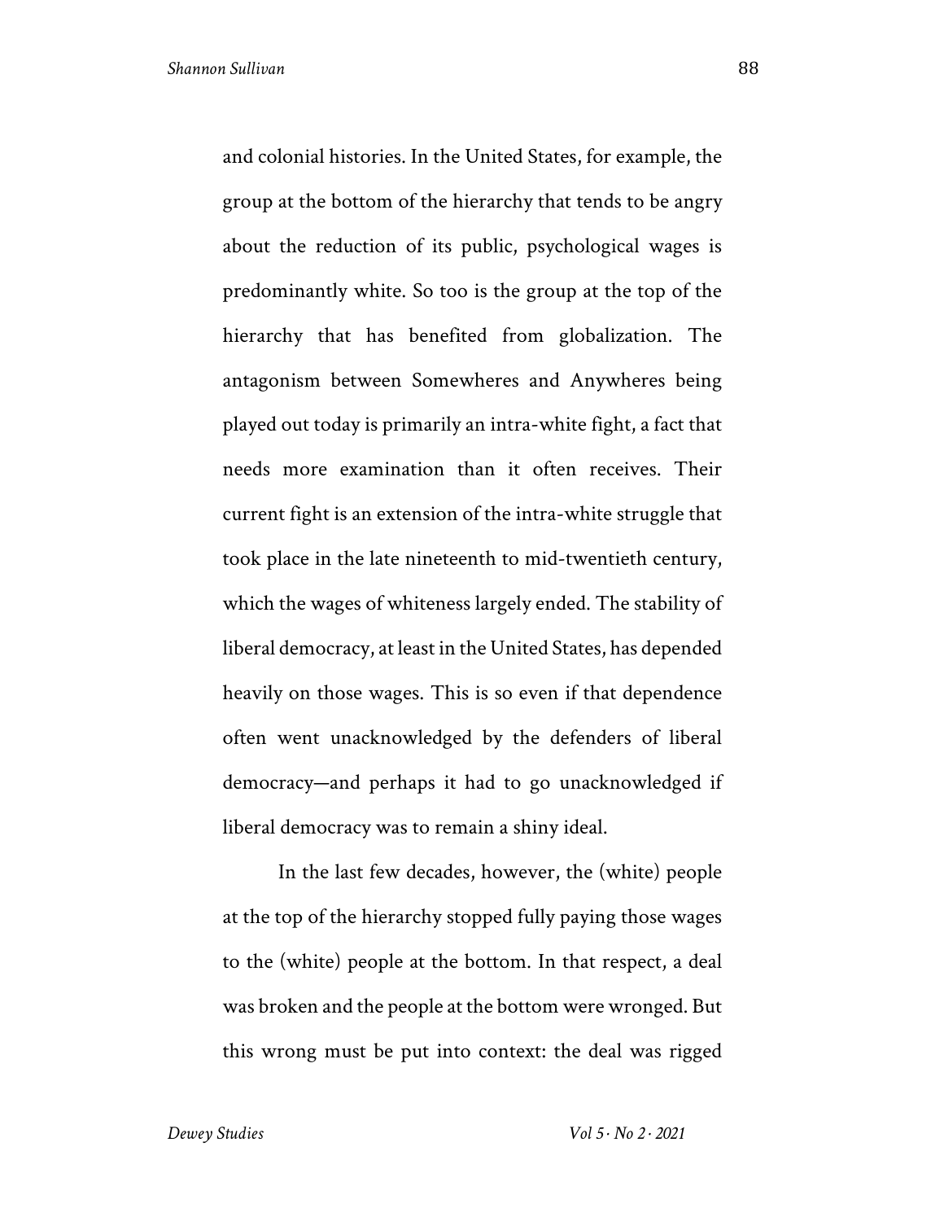and colonial histories. In the United States, for example, the group at the bottom of the hierarchy that tends to be angry about the reduction of its public, psychological wages is predominantly white. So too is the group at the top of the hierarchy that has benefited from globalization. The antagonism between Somewheres and Anywheres being played out today is primarily an intra-white fight, a fact that needs more examination than it often receives. Their current fight is an extension of the intra-white struggle that took place in the late nineteenth to mid-twentieth century, which the wages of whiteness largely ended. The stability of liberal democracy, at least in the United States, has depended heavily on those wages. This is so even if that dependence often went unacknowledged by the defenders of liberal democracy—and perhaps it had to go unacknowledged if liberal democracy was to remain a shiny ideal.

In the last few decades, however, the (white) people at the top of the hierarchy stopped fully paying those wages to the (white) people at the bottom. In that respect, a deal was broken and the people at the bottom were wronged. But this wrong must be put into context: the deal was rigged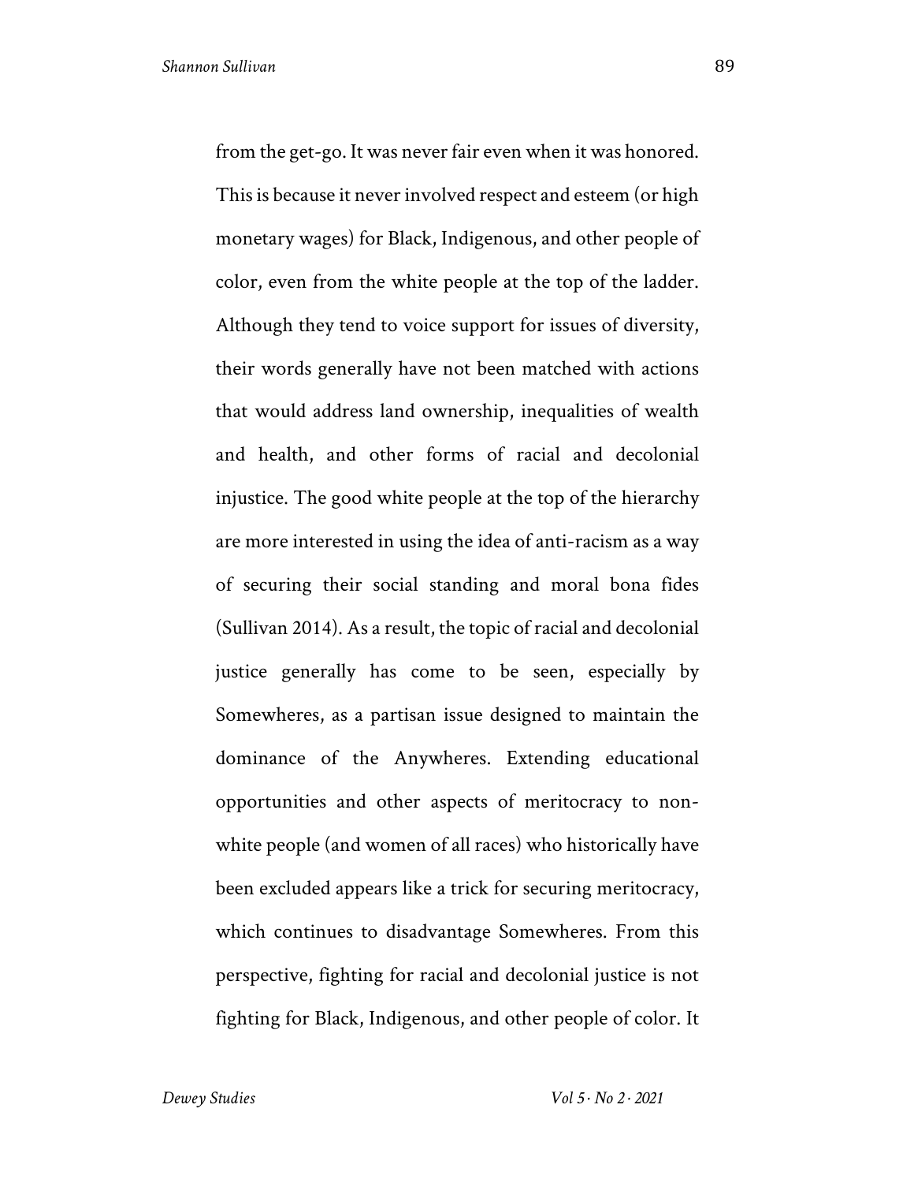from the get-go. It was never fair even when it was honored. This is because it never involved respect and esteem (or high monetary wages) for Black, Indigenous, and other people of color, even from the white people at the top of the ladder. Although they tend to voice support for issues of diversity, their words generally have not been matched with actions that would address land ownership, inequalities of wealth and health, and other forms of racial and decolonial injustice. The good white people at the top of the hierarchy are more interested in using the idea of anti-racism as a way of securing their social standing and moral bona fides (Sullivan 2014). As a result, the topic of racial and decolonial justice generally has come to be seen, especially by Somewheres, as a partisan issue designed to maintain the dominance of the Anywheres. Extending educational opportunities and other aspects of meritocracy to non-white people (and women of all races) who historically have been excluded appears like a trick for securing meritocracy, which continues to disadvantage Somewheres. From this perspective, fighting for racial and decolonial justice is not fighting for Black, Indigenous, and other people of color. It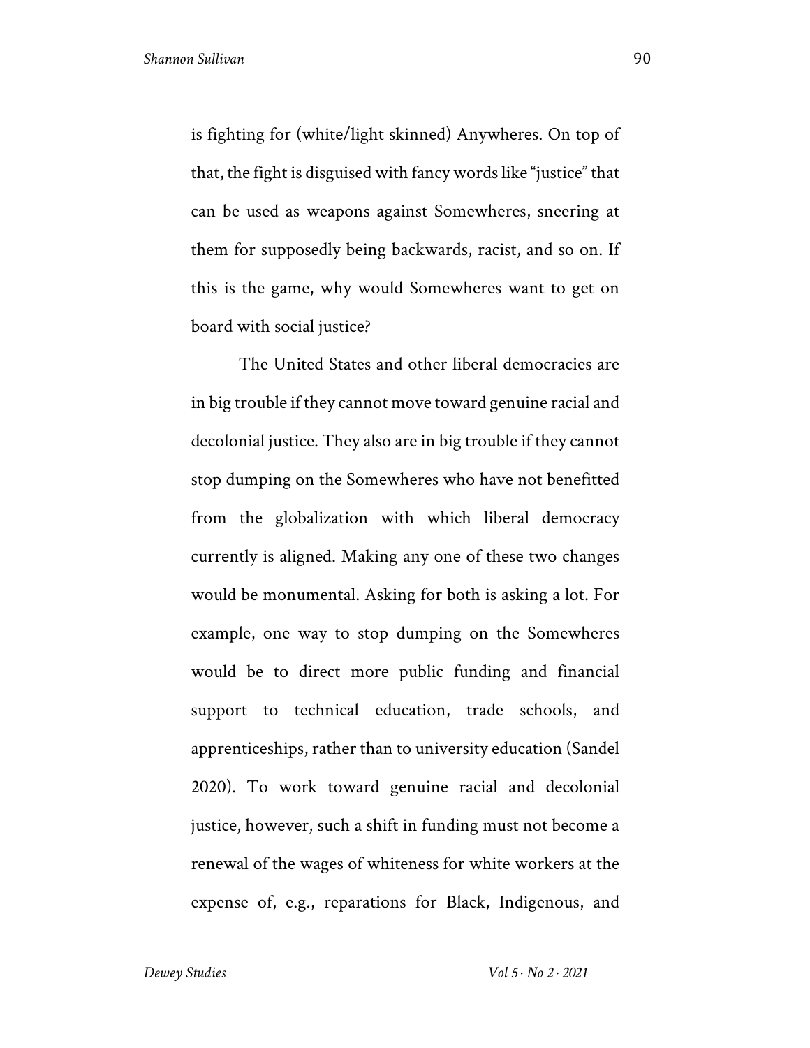is fighting for (white/light skinned) Anywheres. On top of that, the fight is disguised with fancy words like "justice" that can be used as weapons against Somewheres, sneering at them for supposedly being backwards, racist, and so on. If this is the game, why would Somewheres want to get on board with social justice?

The United States and other liberal democracies are in big trouble if they cannot move toward genuine racial and decolonial justice. They also are in big trouble if they cannot stop dumping on the Somewheres who have not benefitted from the globalization with which liberal democracy currently is aligned. Making any one of these two changes would be monumental. Asking for both is asking a lot. For example, one way to stop dumping on the Somewheres would be to direct more public funding and financial support to technical education, trade schools, and apprenticeships, rather than to university education (Sandel 2020). To work toward genuine racial and decolonial justice, however, such a shift in funding must not become a renewal of the wages of whiteness for white workers at the expense of, e.g., reparations for Black, Indigenous, and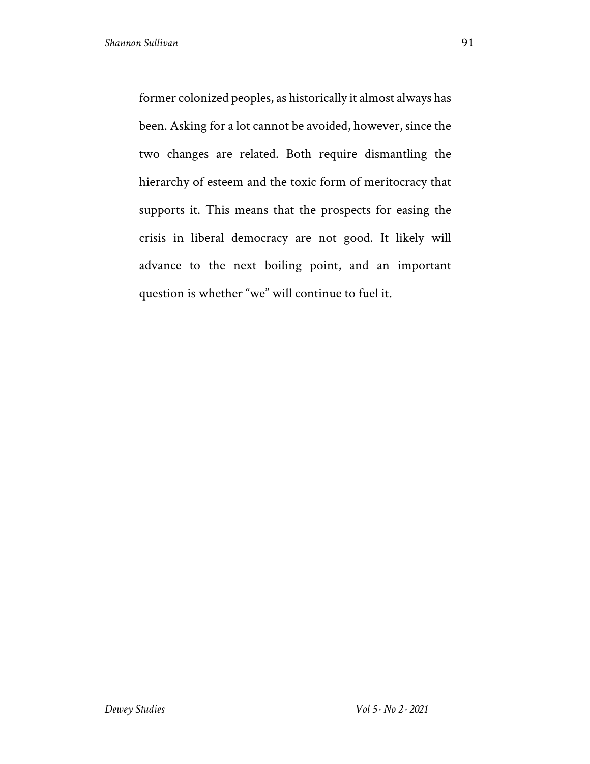former colonized peoples, as historically it almost always has been. Asking for a lot cannot be avoided, however, since the two changes are related. Both require dismantling the hierarchy of esteem and the toxic form of meritocracy that supports it. This means that the prospects for easing the crisis in liberal democracy are not good. It likely will advance to the next boiling point, and an important question is whether "we" will continue to fuel it.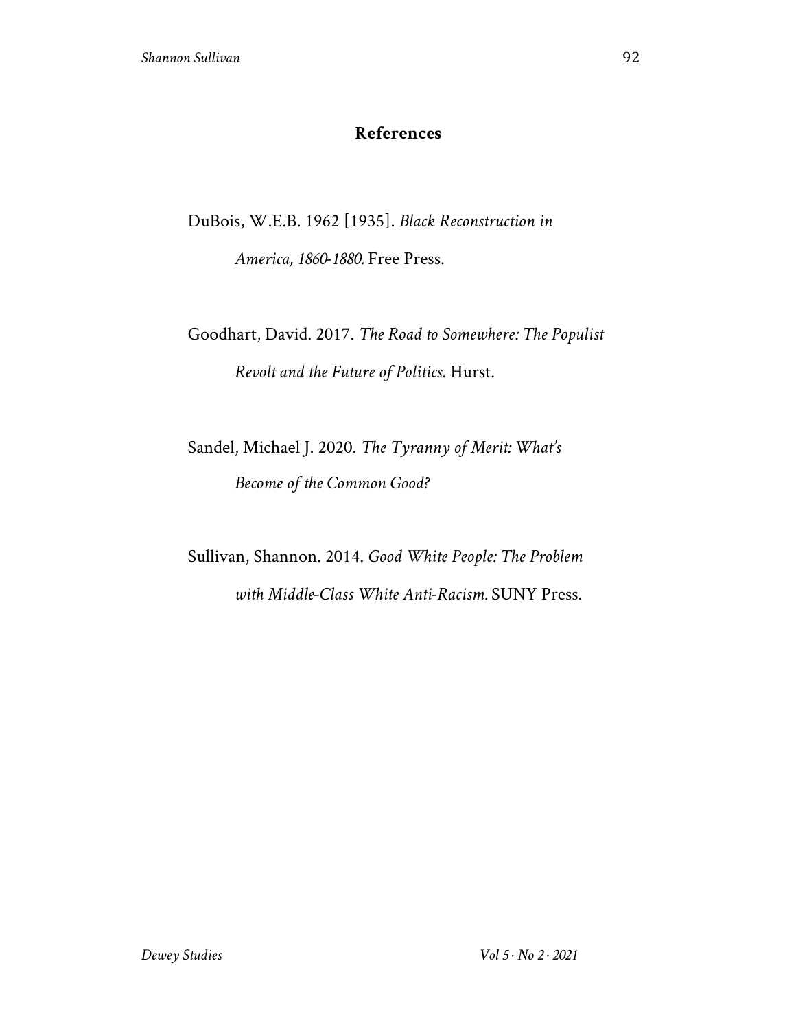## References

DuBois, W.E.B. 1962 [1935]. *Black Reconstruction in America, 1860-1880.* Free Press.

Goodhart, David. 2017. *The Road to Somewhere: The Populist Revolt and the Future of Politics*. Hurst.

Sandel, Michael J. 2020. *The Tyranny of Merit: What's Become of the Common Good?*

Sullivan, Shannon. 2014. *Good White People: The Problem with Middle-Class White Anti-Racism.* SUNY Press.